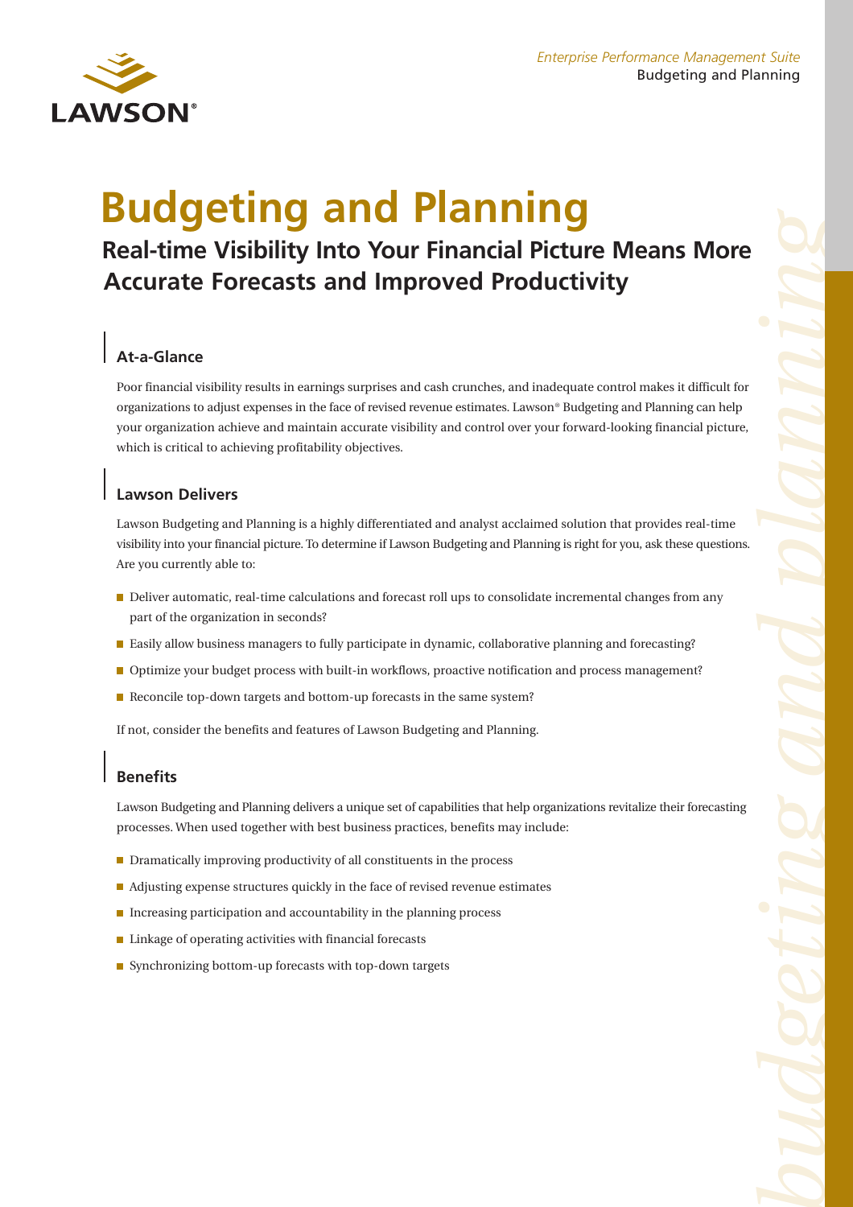*Enterprise Performance Management Suite*
Budgeting and Planning

# Budgeting and Planning

## Real-time Visibility Into Your Financial Picture Means More Accurate Forecasts and Improved Productivity

### At-a-Glance

Poor financial visibility results in earnings surprises and cash crunches, and inadequate control makes it difficult for organizations to adjust expenses in the face of revised revenue estimates. Lawson® Budgeting and Planning can help your organization achieve and maintain accurate visibility and control over your forward-looking financial picture, which is critical to achieving profitability objectives.

### Lawson Delivers

Lawson Budgeting and Planning is a highly differentiated and analyst acclaimed solution that provides real-time visibility into your financial picture. To determine if Lawson Budgeting and Planning is right for you, ask these questions. Are you currently able to:

- Deliver automatic, real-time calculations and forecast roll ups to consolidate incremental changes from any part of the organization in seconds?
- Easily allow business managers to fully participate in dynamic, collaborative planning and forecasting?
- Optimize your budget process with built-in workflows, proactive notification and process management?
- Reconcile top-down targets and bottom-up forecasts in the same system?

If not, consider the benefits and features of Lawson Budgeting and Planning.

### Benefits

Lawson Budgeting and Planning delivers a unique set of capabilities that help organizations revitalize their forecasting processes. When used together with best business practices, benefits may include:

- Dramatically improving productivity of all constituents in the process
- Adjusting expense structures quickly in the face of revised revenue estimates
- Increasing participation and accountability in the planning process
- Linkage of operating activities with financial forecasts
- Synchronizing bottom-up forecasts with top-down targets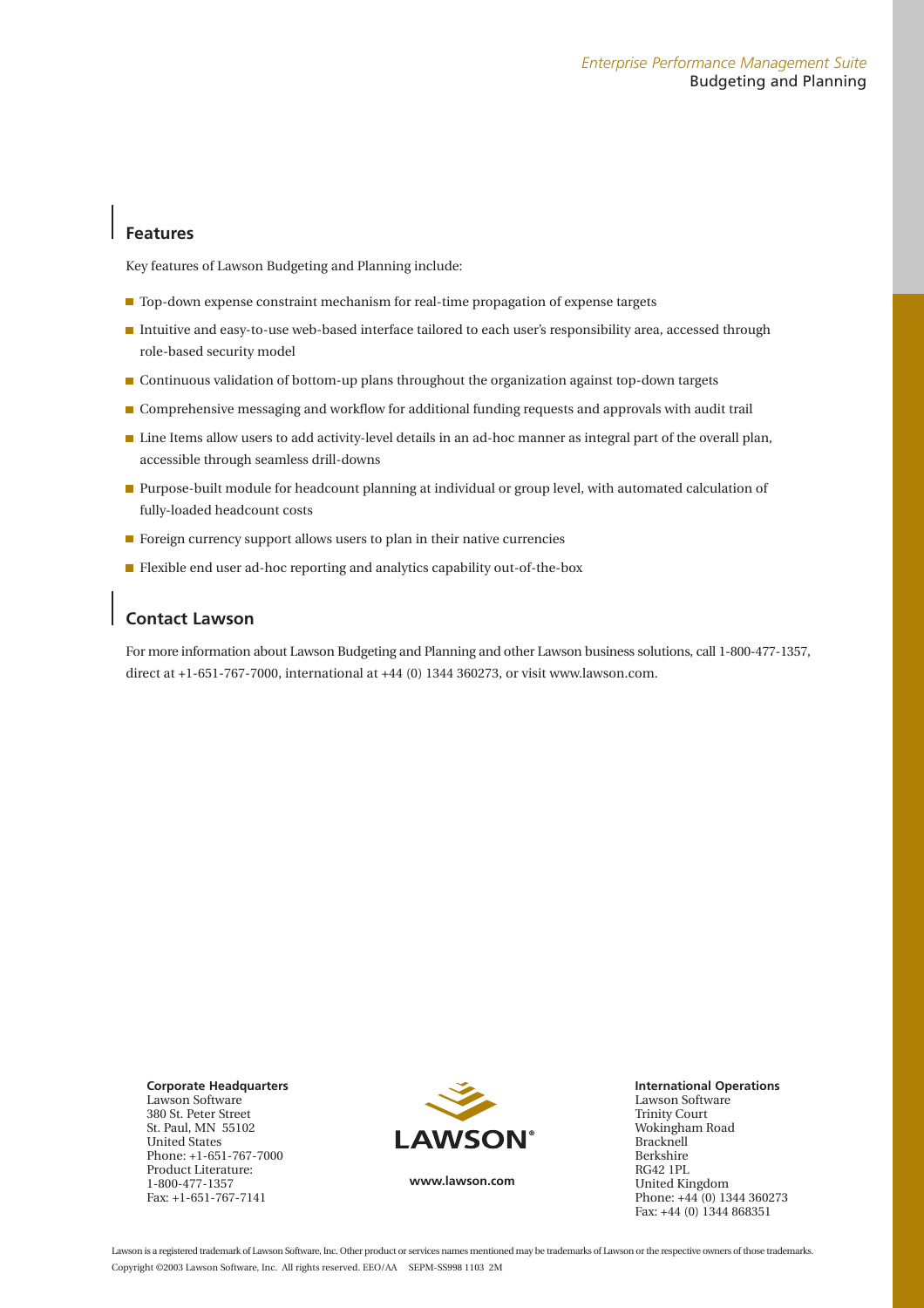## Features

Key features of Lawson Budgeting and Planning include:

- Top-down expense constraint mechanism for real-time propagation of expense targets
- Intuitive and easy-to-use web-based interface tailored to each user's responsibility area, accessed through role-based security model
- Continuous validation of bottom-up plans throughout the organization against top-down targets
- Comprehensive messaging and workflow for additional funding requests and approvals with audit trail
- Line Items allow users to add activity-level details in an ad-hoc manner as integral part of the overall plan, accessible through seamless drill-downs
- Purpose-built module for headcount planning at individual or group level, with automated calculation of fully-loaded headcount costs
- Foreign currency support allows users to plan in their native currencies
- Flexible end user ad-hoc reporting and analytics capability out-of-the-box

## Contact Lawson

For more information about Lawson Budgeting and Planning and other Lawson business solutions, call 1-800-477-1357, direct at +1-651-767-7000, international at +44 (0) 1344 360273, or visit www.lawson.com.

**Corporate Headquarters**
Lawson Software
380 St. Peter Street
St. Paul, MN 55102
United States
Phone: +1-651-767-7000
Product Literature:
1-800-477-1357
Fax: +1-651-767-7141

LAWSON®

www.lawson.com

**International Operations**
Lawson Software
Trinity Court
Wokingham Road
Bracknell
Berkshire
RG42 1PL
United Kingdom
Phone: +44 (0) 1344 360273
Fax: +44 (0) 1344 868351

Lawson is a registered trademark of Lawson Software, Inc. Other product or services names mentioned may be trademarks of Lawson or the respective owners of those trademarks.
Copyright ©2003 Lawson Software, Inc. All rights reserved. EEO/AA SEPM-SS998 1103 2M